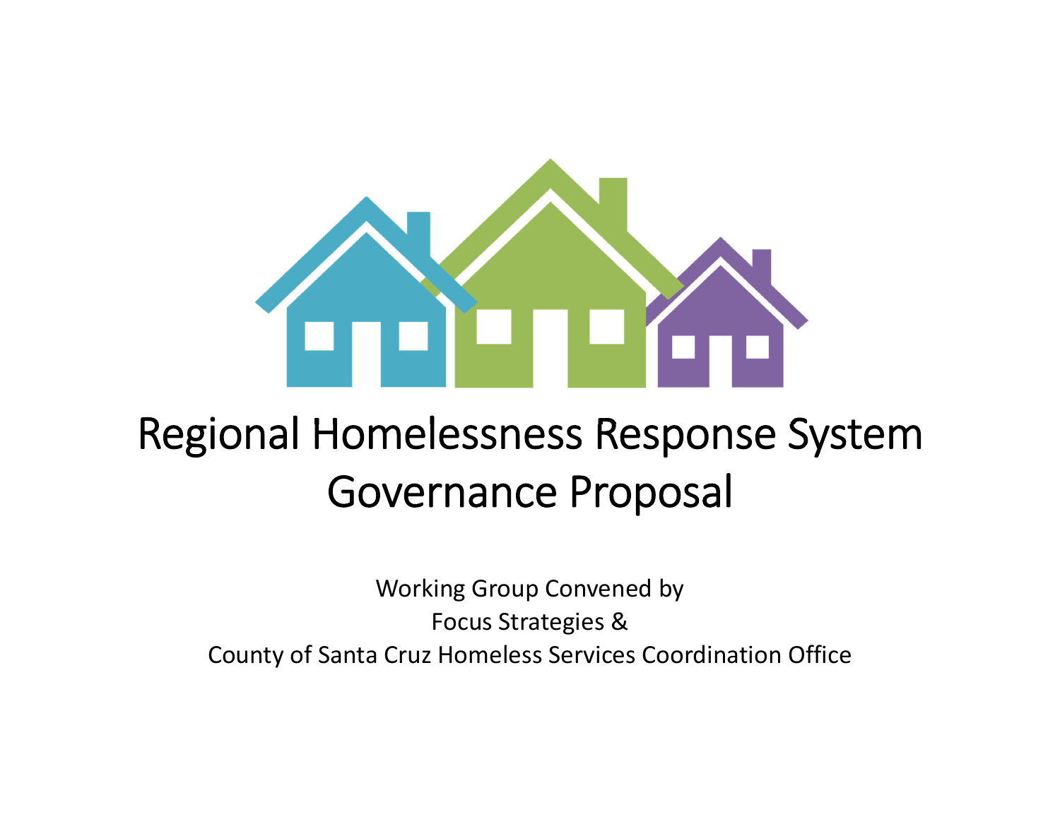# Regional Homelessness Response System Governance Proposal

Working Group Convened by
Focus Strategies &
County of Santa Cruz Homeless Services Coordination Office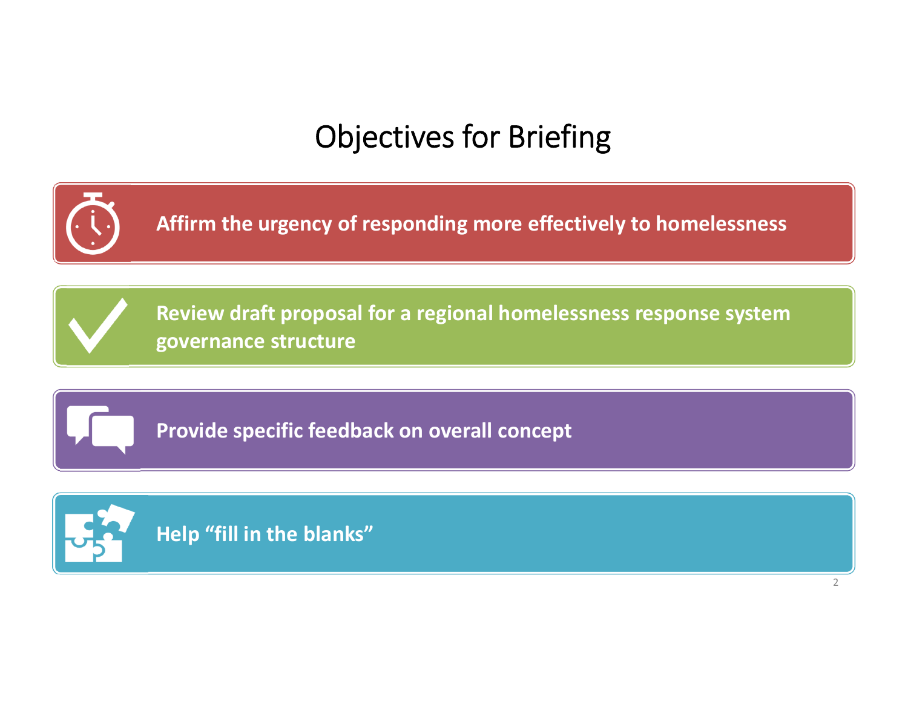# Objectives for Briefing

- **Affirm the urgency of responding more effectively to homelessness**
- **Review draft proposal for a regional homelessness response system governance structure**
- **Provide specific feedback on overall concept**
- **Help "fill in the blanks"**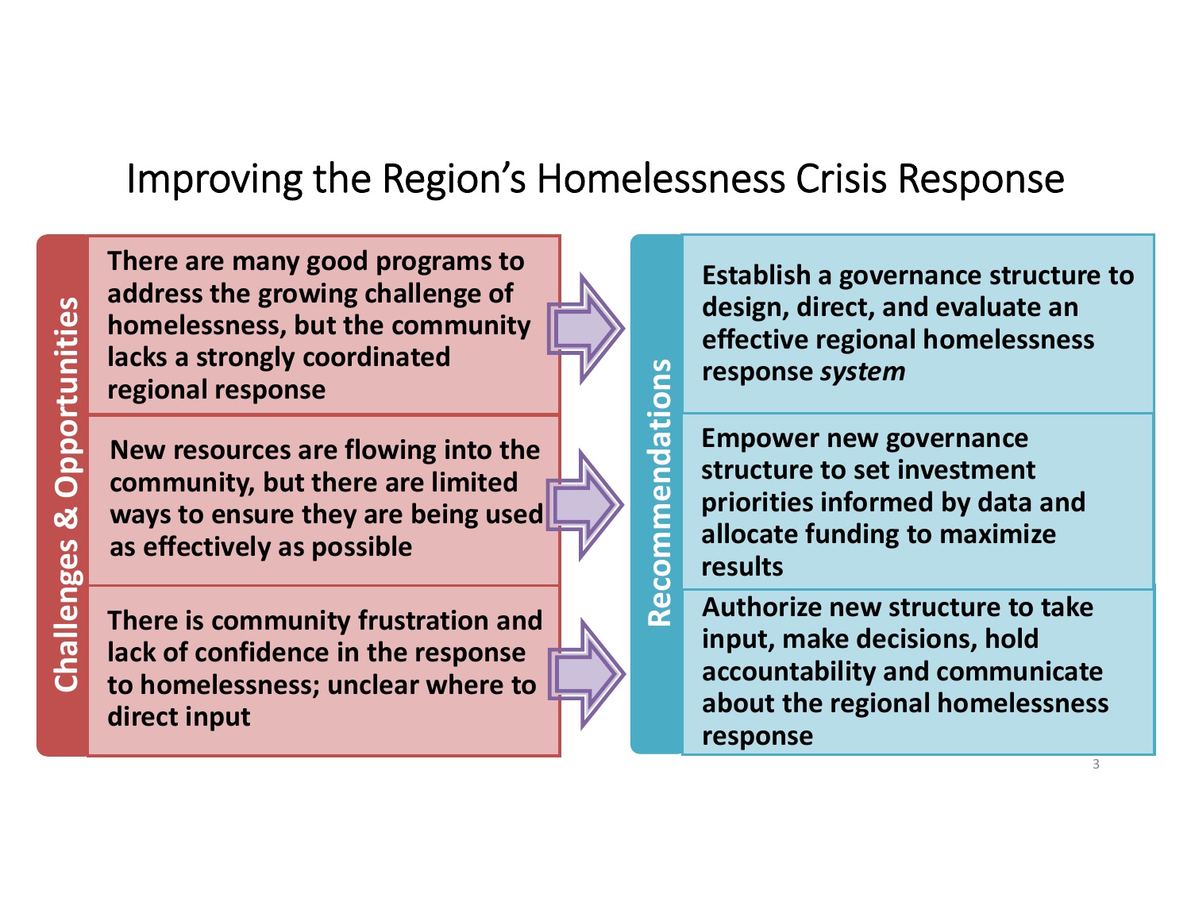# Improving the Region's Homelessness Crisis Response

| Challenges & Opportunities | Recommendations |
| --- | --- |
| **There are many good programs to address the growing challenge of homelessness, but the community lacks a strongly coordinated regional response** | **Establish a governance structure to design, direct, and evaluate an effective regional homelessness response *system*** |
| **New resources are flowing into the community, but there are limited ways to ensure they are being used as effectively as possible** | **Empower new governance structure to set investment priorities informed by data and allocate funding to maximize results** |
| **There is community frustration and lack of confidence in the response to homelessness; unclear where to direct input** | **Authorize new structure to take input, make decisions, hold accountability and communicate about the regional homelessness response** |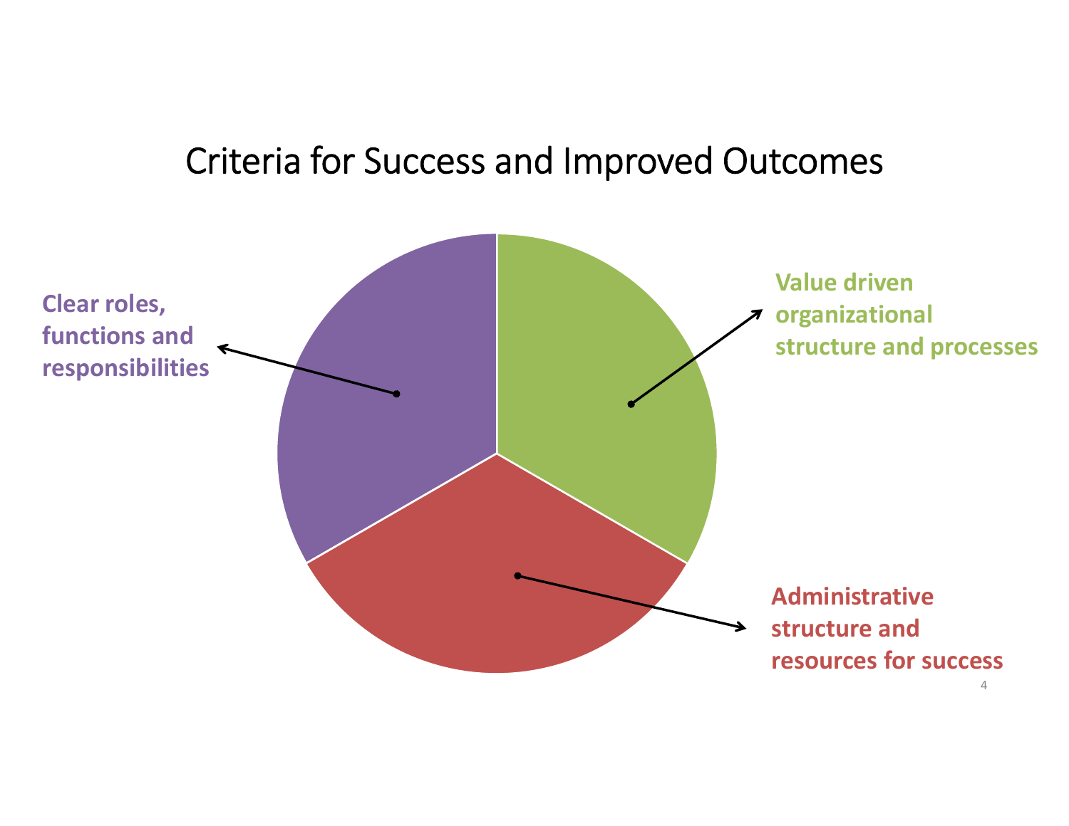# Criteria for Success and Improved Outcomes

- Clear roles, functions and responsibilities
- Value driven organizational structure and processes
- Administrative structure and resources for success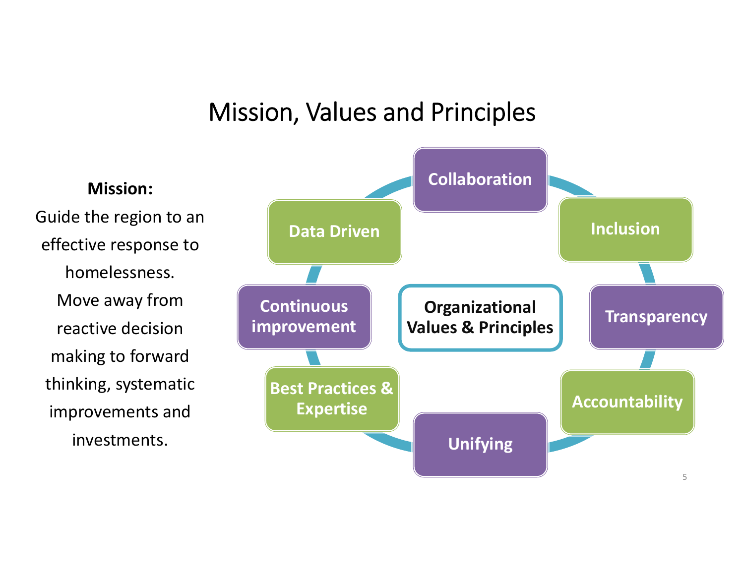# Mission, Values and Principles

**Mission:**

Guide the region to an effective response to homelessness. Move away from reactive decision making to forward thinking, systematic improvements and investments.

**Organizational Values & Principles**

- Collaboration
- Inclusion
- Transparency
- Accountability
- Unifying
- Best Practices & Expertise
- Continuous improvement
- Data Driven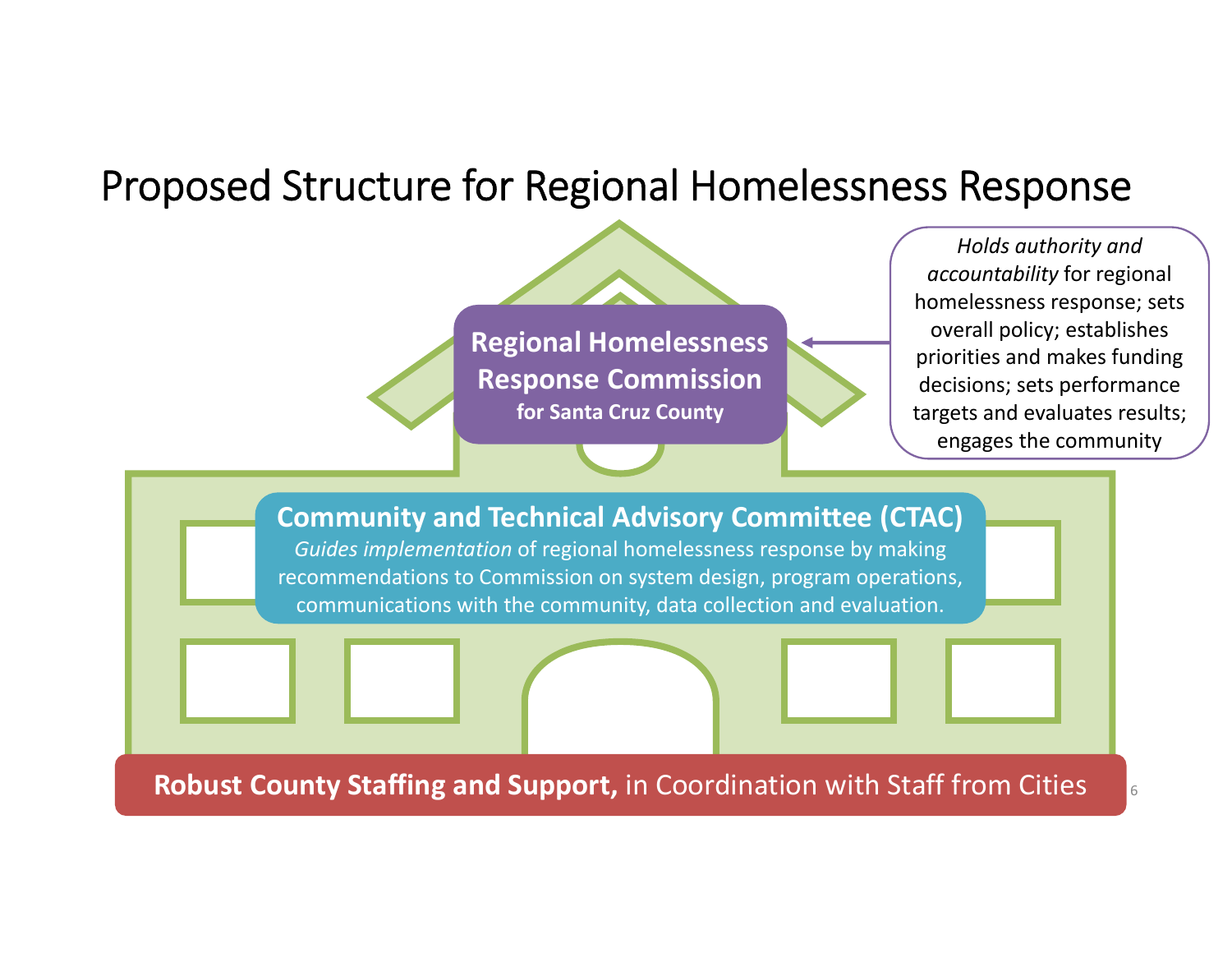# Proposed Structure for Regional Homelessness Response

**Regional Homelessness Response Commission**
**for Santa Cruz County**

*Holds authority and accountability* for regional homelessness response; sets overall policy; establishes priorities and makes funding decisions; sets performance targets and evaluates results; engages the community

**Community and Technical Advisory Committee (CTAC)**

*Guides implementation* of regional homelessness response by making recommendations to Commission on system design, program operations, communications with the community, data collection and evaluation.

**Robust County Staffing and Support,** in Coordination with Staff from Cities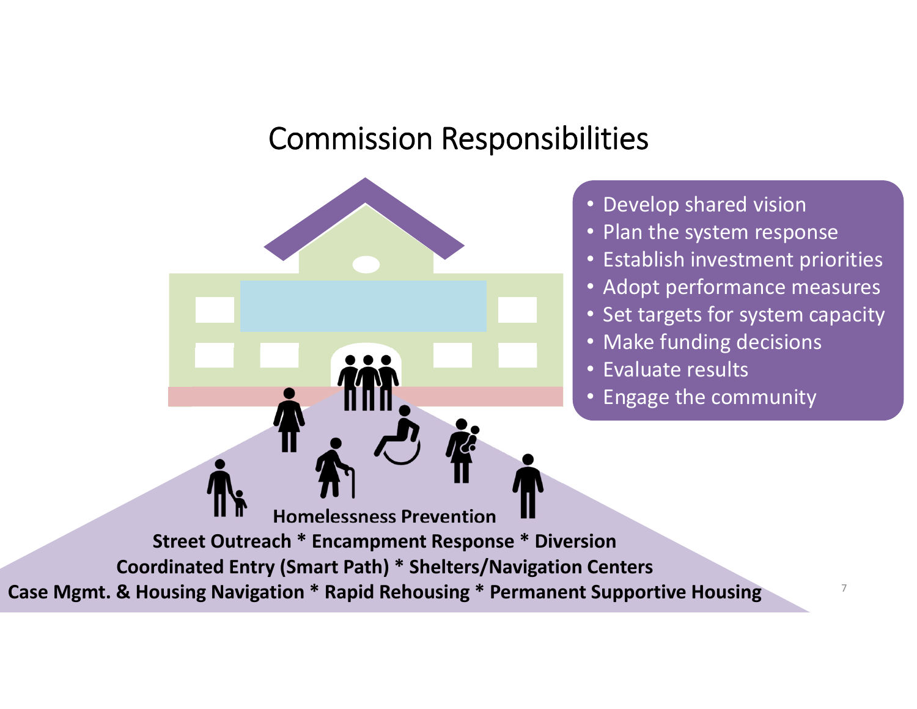# Commission Responsibilities

- Develop shared vision
- Plan the system response
- Establish investment priorities
- Adopt performance measures
- Set targets for system capacity
- Make funding decisions
- Evaluate results
- Engage the community

**Homelessness Prevention**

**Street Outreach * Encampment Response * Diversion**

**Coordinated Entry (Smart Path) * Shelters/Navigation Centers**

**Case Mgmt. & Housing Navigation * Rapid Rehousing * Permanent Supportive Housing**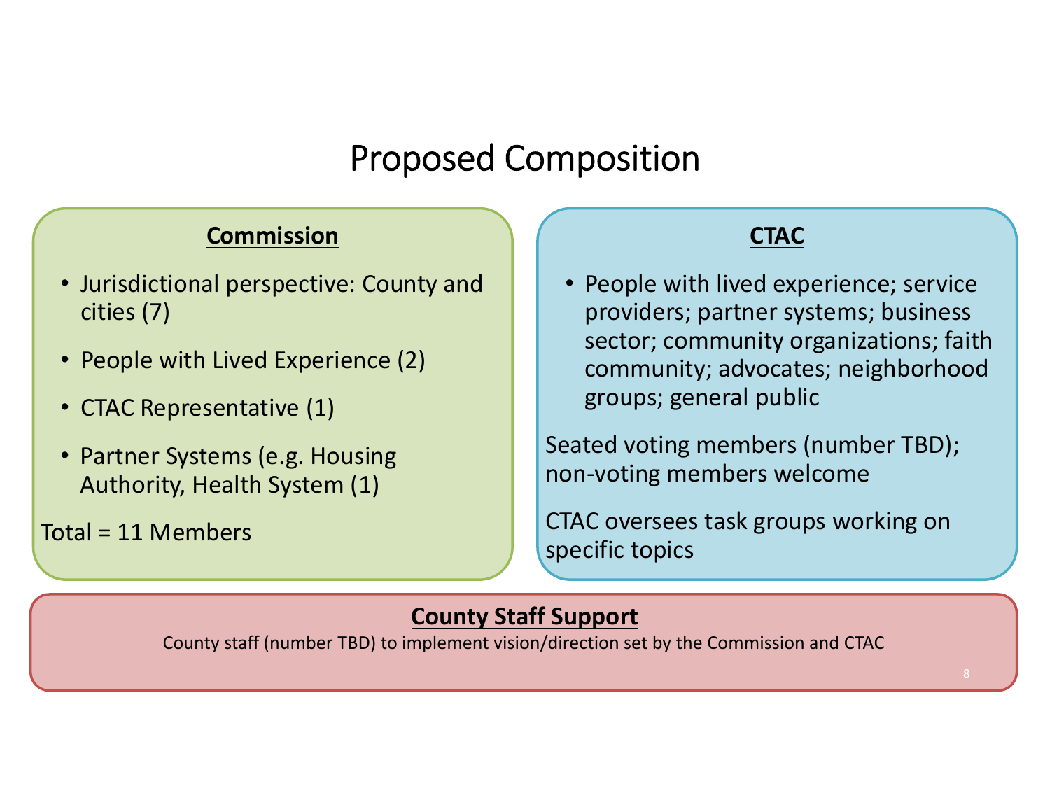# Proposed Composition

## Commission

- Jurisdictional perspective: County and cities (7)
- People with Lived Experience (2)
- CTAC Representative (1)
- Partner Systems (e.g. Housing Authority, Health System (1)

Total = 11 Members

## CTAC

- People with lived experience; service providers; partner systems; business sector; community organizations; faith community; advocates; neighborhood groups; general public

Seated voting members (number TBD); non-voting members welcome

CTAC oversees task groups working on specific topics

## County Staff Support

County staff (number TBD) to implement vision/direction set by the Commission and CTAC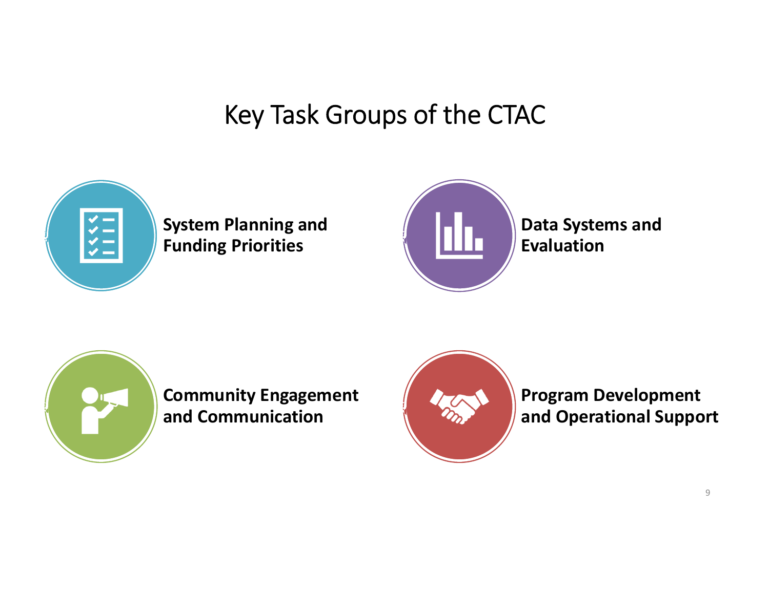# Key Task Groups of the CTAC

- **System Planning and Funding Priorities**
- **Data Systems and Evaluation**
- **Community Engagement and Communication**
- **Program Development and Operational Support**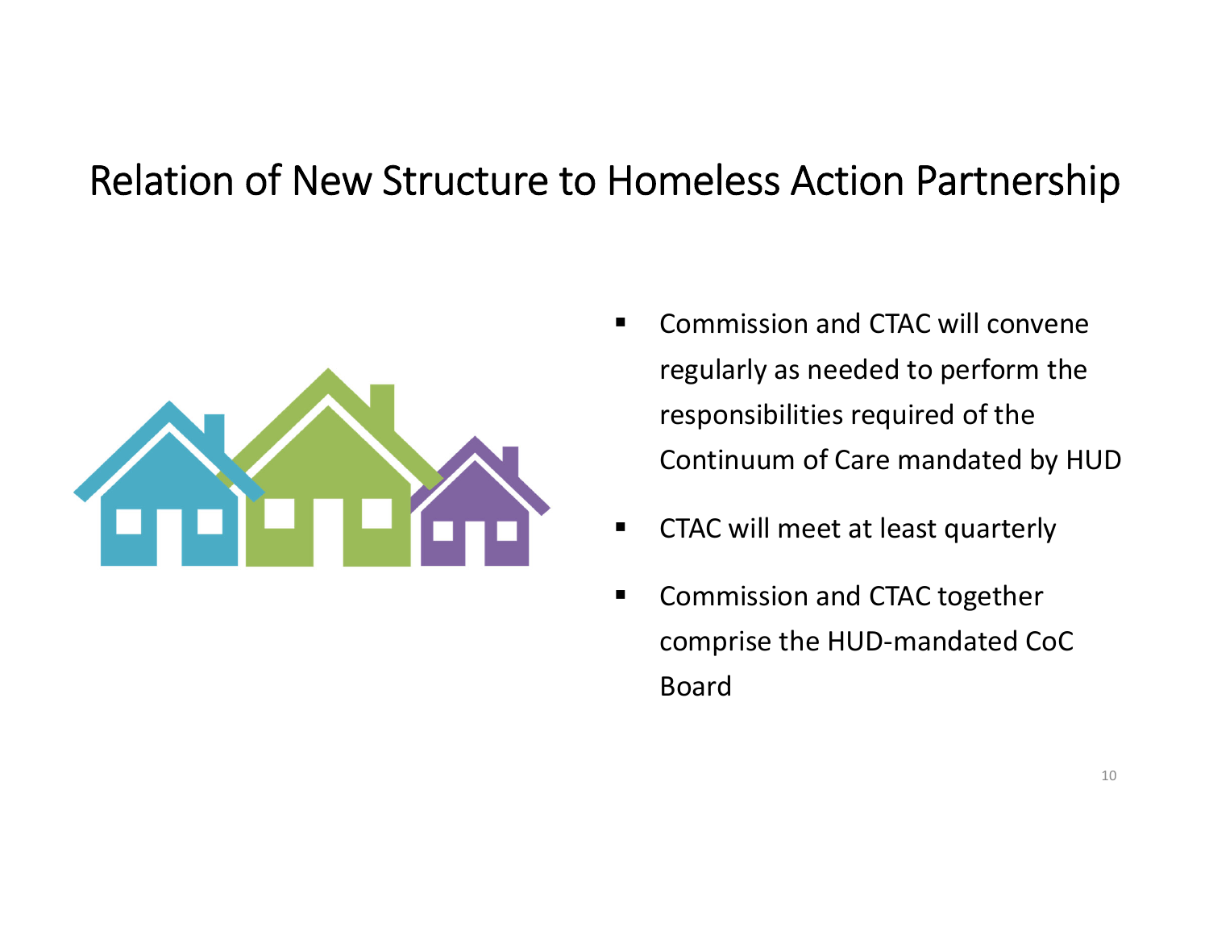# Relation of New Structure to Homeless Action Partnership

- Commission and CTAC will convene regularly as needed to perform the responsibilities required of the Continuum of Care mandated by HUD
- CTAC will meet at least quarterly
- Commission and CTAC together comprise the HUD-mandated CoC Board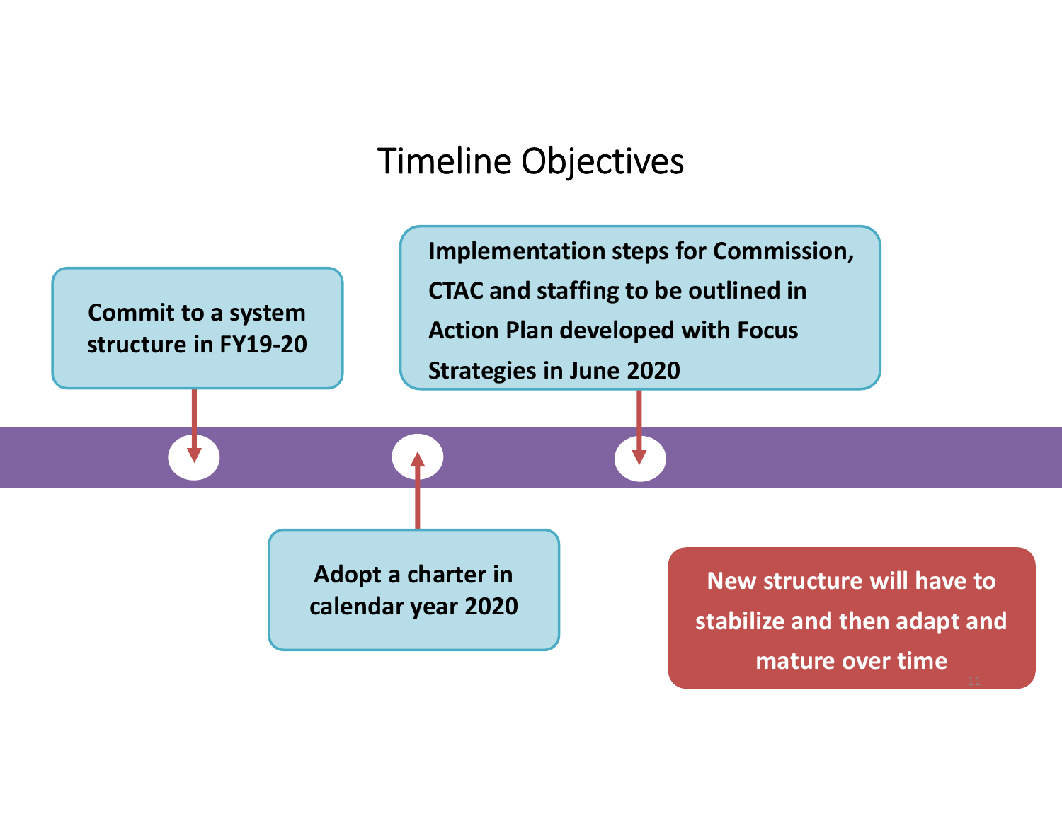# Timeline Objectives

- Commit to a system structure in FY19-20
- Adopt a charter in calendar year 2020
- Implementation steps for Commission, CTAC and staffing to be outlined in Action Plan developed with Focus Strategies in June 2020

**New structure will have to stabilize and then adapt and mature over time**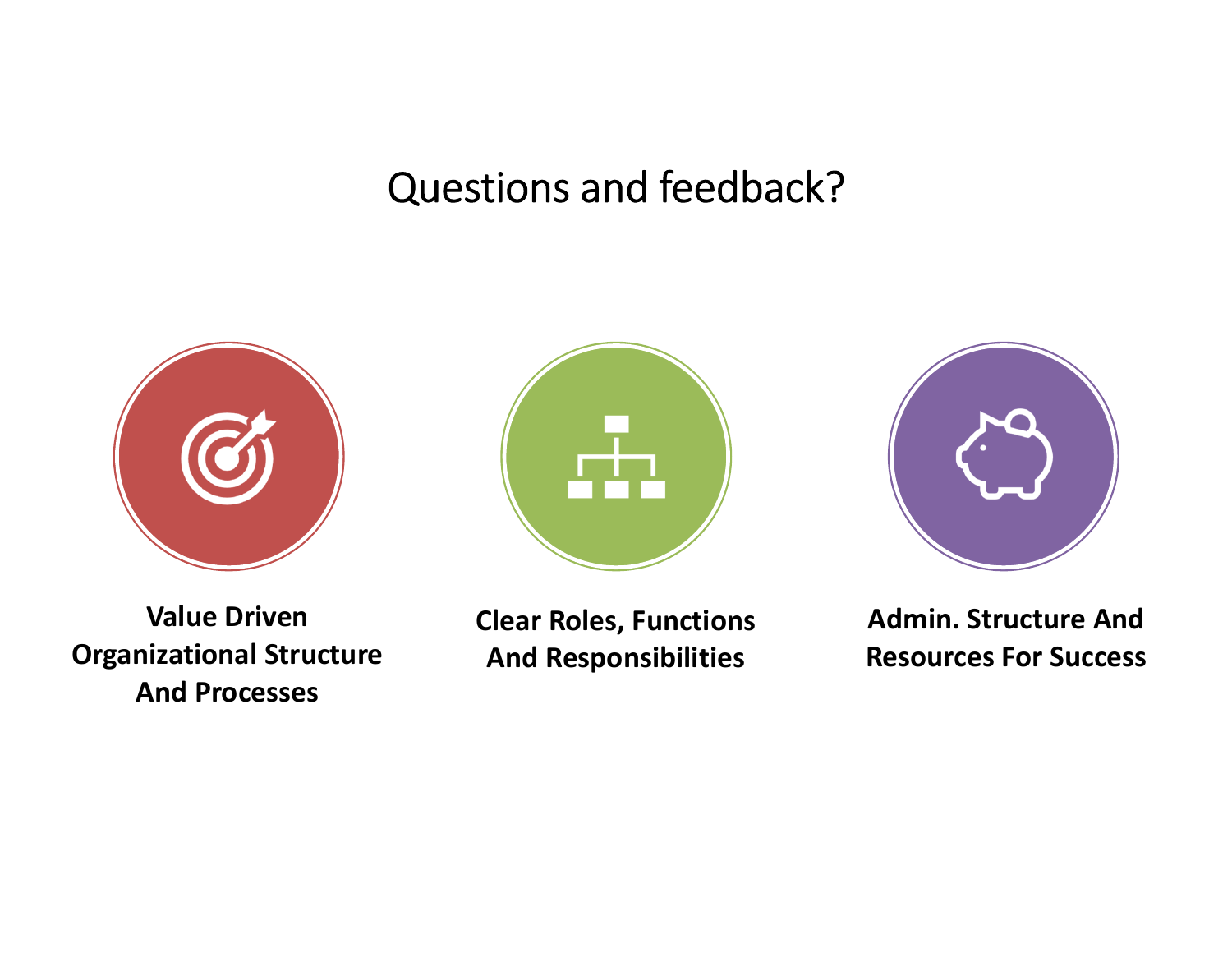# Questions and feedback?

**Value Driven Organizational Structure And Processes**

**Clear Roles, Functions And Responsibilities**

**Admin. Structure And Resources For Success**